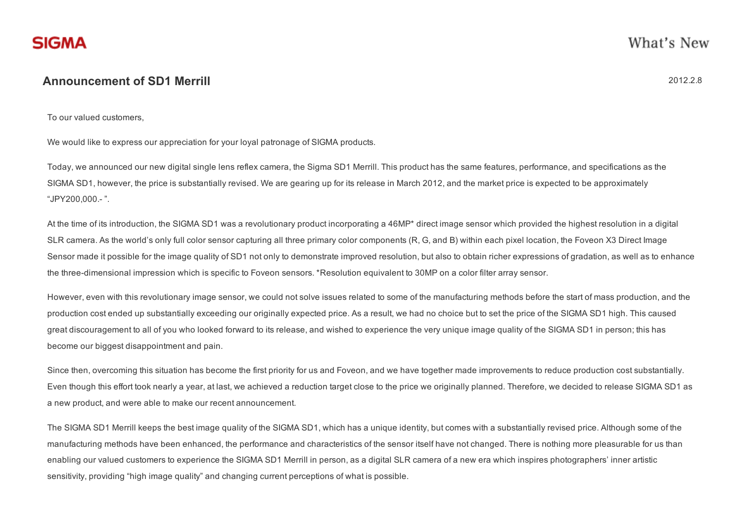# Announcement of SD1 Merrill

2012.2.8

To our valued customers,

We would like to express our appreciation for your loyal patronage of SIGMA products.

Today, we announced our new digital single lens reflex camera, the Sigma SD1 Merrill. This product has the same features, performance, and specifications as the SIGMA SD1, however, the price is substantially revised. We are gearing up for its release in March 2012, and the market price is expected to be approximately "JPY200,000.- ".

At the time of its introduction, the SIGMA SD1 was a revolutionary product incorporating a 46MP* direct image sensor which provided the highest resolution in a digital SLR camera. As the world's only full color sensor capturing all three primary color components (R, G, and B) within each pixel location, the Foveon X3 Direct Image Sensor made it possible for the image quality of SD1 not only to demonstrate improved resolution, but also to obtain richer expressions of gradation, as well as to enhance the three-dimensional impression which is specific to Foveon sensors. *Resolution equivalent to 30MP on a color filter array sensor.

However, even with this revolutionary image sensor, we could not solve issues related to some of the manufacturing methods before the start of mass production, and the production cost ended up substantially exceeding our originally expected price. As a result, we had no choice but to set the price of the SIGMA SD1 high. This caused great discouragement to all of you who looked forward to its release, and wished to experience the very unique image quality of the SIGMA SD1 in person; this has become our biggest disappointment and pain.

Since then, overcoming this situation has become the first priority for us and Foveon, and we have together made improvements to reduce production cost substantially. Even though this effort took nearly a year, at last, we achieved a reduction target close to the price we originally planned. Therefore, we decided to release SIGMA SD1 as a new product, and were able to make our recent announcement.

The SIGMA SD1 Merrill keeps the best image quality of the SIGMA SD1, which has a unique identity, but comes with a substantially revised price. Although some of the manufacturing methods have been enhanced, the performance and characteristics of the sensor itself have not changed. There is nothing more pleasurable for us than enabling our valued customers to experience the SIGMA SD1 Merrill in person, as a digital SLR camera of a new era which inspires photographers' inner artistic sensitivity, providing "high image quality" and changing current perceptions of what is possible.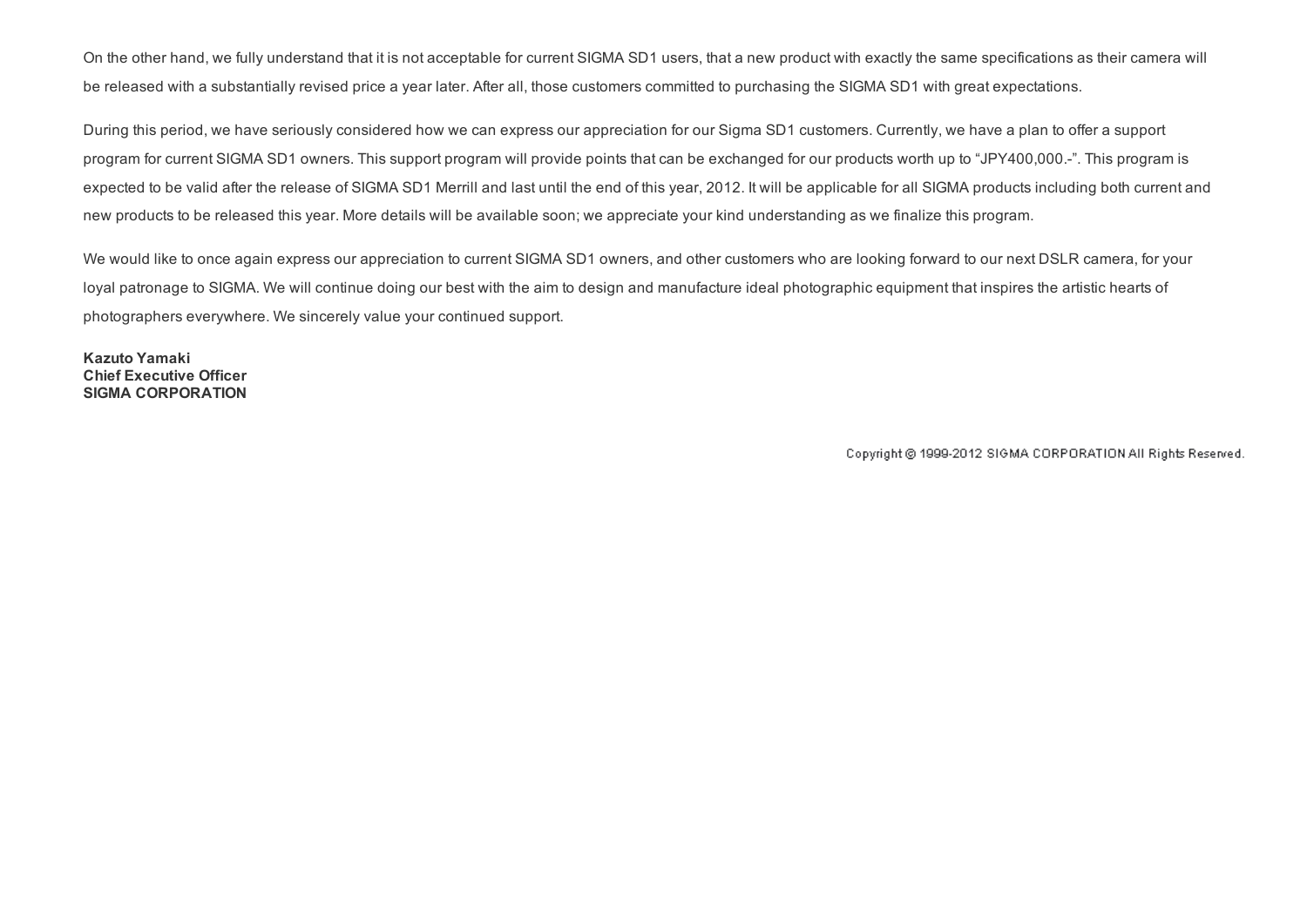On the other hand, we fully understand that it is not acceptable for current SIGMA SD1 users, that a new product with exactly the same specifications as their camera will be released with a substantially revised price a year later. After all, those customers committed to purchasing the SIGMA SD1 with great expectations.

During this period, we have seriously considered how we can express our appreciation for our Sigma SD1 customers. Currently, we have a plan to offer a support program for current SIGMA SD1 owners. This support program will provide points that can be exchanged for our products worth up to “JPY400,000.-”. This program is expected to be valid after the release of SIGMA SD1 Merrill and last until the end of this year, 2012. It will be applicable for all SIGMA products including both current and new products to be released this year. More details will be available soon; we appreciate your kind understanding as we finalize this program.

We would like to once again express our appreciation to current SIGMA SD1 owners, and other customers who are looking forward to our next DSLR camera, for your loyal patronage to SIGMA. We will continue doing our best with the aim to design and manufacture ideal photographic equipment that inspires the artistic hearts of photographers everywhere. We sincerely value your continued support.

**Kazuto Yamaki**
**Chief Executive Officer**
**SIGMA CORPORATION**

Copyright © 1999-2012 SIGMA CORPORATION All Rights Reserved.